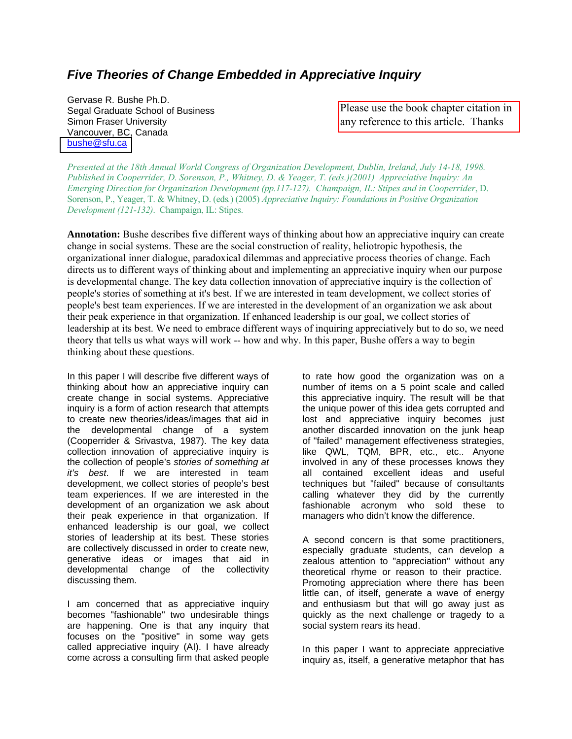# Five Theories of Change Embedded in Appreciative Inquiry

Gervase R. Bushe Ph.D.
Segal Graduate School of Business
Simon Fraser University
Vancouver, BC, Canada
bushe@sfu.ca

Please use the book chapter citation in any reference to this article. Thanks

*Presented at the 18th Annual World Congress of Organization Development, Dublin, Ireland, July 14-18, 1998. Published in Cooperrider, D. Sorenson, P., Whitney, D. & Yeager, T. (eds.)(2001) Appreciative Inquiry: An Emerging Direction for Organization Development (pp.117-127). Champaign, IL: Stipes and in Cooperrider*, D. Sorenson, P., Yeager, T. & Whitney, D. (eds.) (2005) *Appreciative Inquiry: Foundations in Positive Organization Development (121-132).* Champaign, IL: Stipes.

**Annotation:** Bushe describes five different ways of thinking about how an appreciative inquiry can create change in social systems. These are the social construction of reality, heliotropic hypothesis, the organizational inner dialogue, paradoxical dilemmas and appreciative process theories of change. Each directs us to different ways of thinking about and implementing an appreciative inquiry when our purpose is developmental change. The key data collection innovation of appreciative inquiry is the collection of people's stories of something at it's best. If we are interested in team development, we collect stories of people's best team experiences. If we are interested in the development of an organization we ask about their peak experience in that organization. If enhanced leadership is our goal, we collect stories of leadership at its best. We need to embrace different ways of inquiring appreciatively but to do so, we need theory that tells us what ways will work -- how and why. In this paper, Bushe offers a way to begin thinking about these questions.

In this paper I will describe five different ways of thinking about how an appreciative inquiry can create change in social systems. Appreciative inquiry is a form of action research that attempts to create new theories/ideas/images that aid in the developmental change of a system (Cooperrider & Srivastva, 1987). The key data collection innovation of appreciative inquiry is the collection of people's *stories of something at it's best*. If we are interested in team development, we collect stories of people's best team experiences. If we are interested in the development of an organization we ask about their peak experience in that organization. If enhanced leadership is our goal, we collect stories of leadership at its best. These stories are collectively discussed in order to create new, generative ideas or images that aid in developmental change of the collectivity discussing them.

I am concerned that as appreciative inquiry becomes "fashionable" two undesirable things are happening. One is that any inquiry that focuses on the "positive" in some way gets called appreciative inquiry (AI). I have already come across a consulting firm that asked people to rate how good the organization was on a number of items on a 5 point scale and called this appreciative inquiry. The result will be that the unique power of this idea gets corrupted and lost and appreciative inquiry becomes just another discarded innovation on the junk heap of "failed" management effectiveness strategies, like QWL, TQM, BPR, etc., etc.. Anyone involved in any of these processes knows they all contained excellent ideas and useful techniques but "failed" because of consultants calling whatever they did by the currently fashionable acronym who sold these to managers who didn't know the difference.

A second concern is that some practitioners, especially graduate students, can develop a zealous attention to "appreciation" without any theoretical rhyme or reason to their practice. Promoting appreciation where there has been little can, of itself, generate a wave of energy and enthusiasm but that will go away just as quickly as the next challenge or tragedy to a social system rears its head.

In this paper I want to appreciate appreciative inquiry as, itself, a generative metaphor that has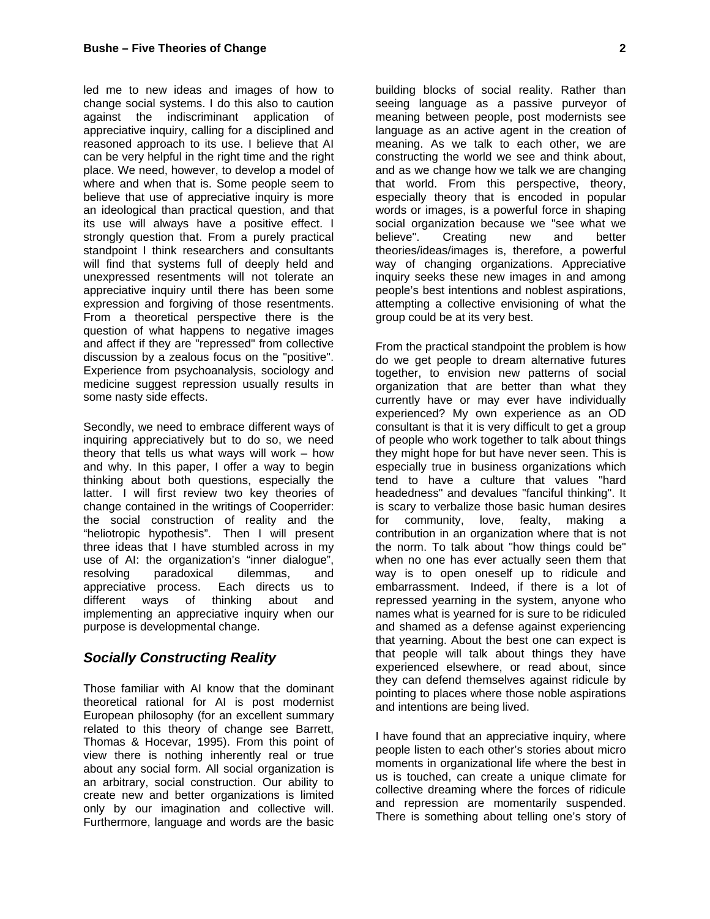led me to new ideas and images of how to change social systems. I do this also to caution against the indiscriminant application of appreciative inquiry, calling for a disciplined and reasoned approach to its use. I believe that AI can be very helpful in the right time and the right place. We need, however, to develop a model of where and when that is. Some people seem to believe that use of appreciative inquiry is more an ideological than practical question, and that its use will always have a positive effect. I strongly question that. From a purely practical standpoint I think researchers and consultants will find that systems full of deeply held and unexpressed resentments will not tolerate an appreciative inquiry until there has been some expression and forgiving of those resentments. From a theoretical perspective there is the question of what happens to negative images and affect if they are "repressed" from collective discussion by a zealous focus on the "positive". Experience from psychoanalysis, sociology and medicine suggest repression usually results in some nasty side effects.

Secondly, we need to embrace different ways of inquiring appreciatively but to do so, we need theory that tells us what ways will work – how and why. In this paper, I offer a way to begin thinking about both questions, especially the latter. I will first review two key theories of change contained in the writings of Cooperrider: the social construction of reality and the "heliotropic hypothesis". Then I will present three ideas that I have stumbled across in my use of AI: the organization's "inner dialogue", resolving paradoxical dilemmas, and appreciative process. Each directs us to different ways of thinking about and implementing an appreciative inquiry when our purpose is developmental change.

## *Socially Constructing Reality*

Those familiar with AI know that the dominant theoretical rational for AI is post modernist European philosophy (for an excellent summary related to this theory of change see Barrett, Thomas & Hocevar, 1995). From this point of view there is nothing inherently real or true about any social form. All social organization is an arbitrary, social construction. Our ability to create new and better organizations is limited only by our imagination and collective will. Furthermore, language and words are the basic building blocks of social reality. Rather than seeing language as a passive purveyor of meaning between people, post modernists see language as an active agent in the creation of meaning. As we talk to each other, we are constructing the world we see and think about, and as we change how we talk we are changing that world. From this perspective, theory, especially theory that is encoded in popular words or images, is a powerful force in shaping social organization because we "see what we believe". Creating new and better theories/ideas/images is, therefore, a powerful way of changing organizations. Appreciative inquiry seeks these new images in and among people's best intentions and noblest aspirations, attempting a collective envisioning of what the group could be at its very best.

From the practical standpoint the problem is how do we get people to dream alternative futures together, to envision new patterns of social organization that are better than what they currently have or may ever have individually experienced? My own experience as an OD consultant is that it is very difficult to get a group of people who work together to talk about things they might hope for but have never seen. This is especially true in business organizations which tend to have a culture that values "hard headedness" and devalues "fanciful thinking". It is scary to verbalize those basic human desires for community, love, fealty, making a contribution in an organization where that is not the norm. To talk about "how things could be" when no one has ever actually seen them that way is to open oneself up to ridicule and embarrassment. Indeed, if there is a lot of repressed yearning in the system, anyone who names what is yearned for is sure to be ridiculed and shamed as a defense against experiencing that yearning. About the best one can expect is that people will talk about things they have experienced elsewhere, or read about, since they can defend themselves against ridicule by pointing to places where those noble aspirations and intentions are being lived.

I have found that an appreciative inquiry, where people listen to each other's stories about micro moments in organizational life where the best in us is touched, can create a unique climate for collective dreaming where the forces of ridicule and repression are momentarily suspended. There is something about telling one's story of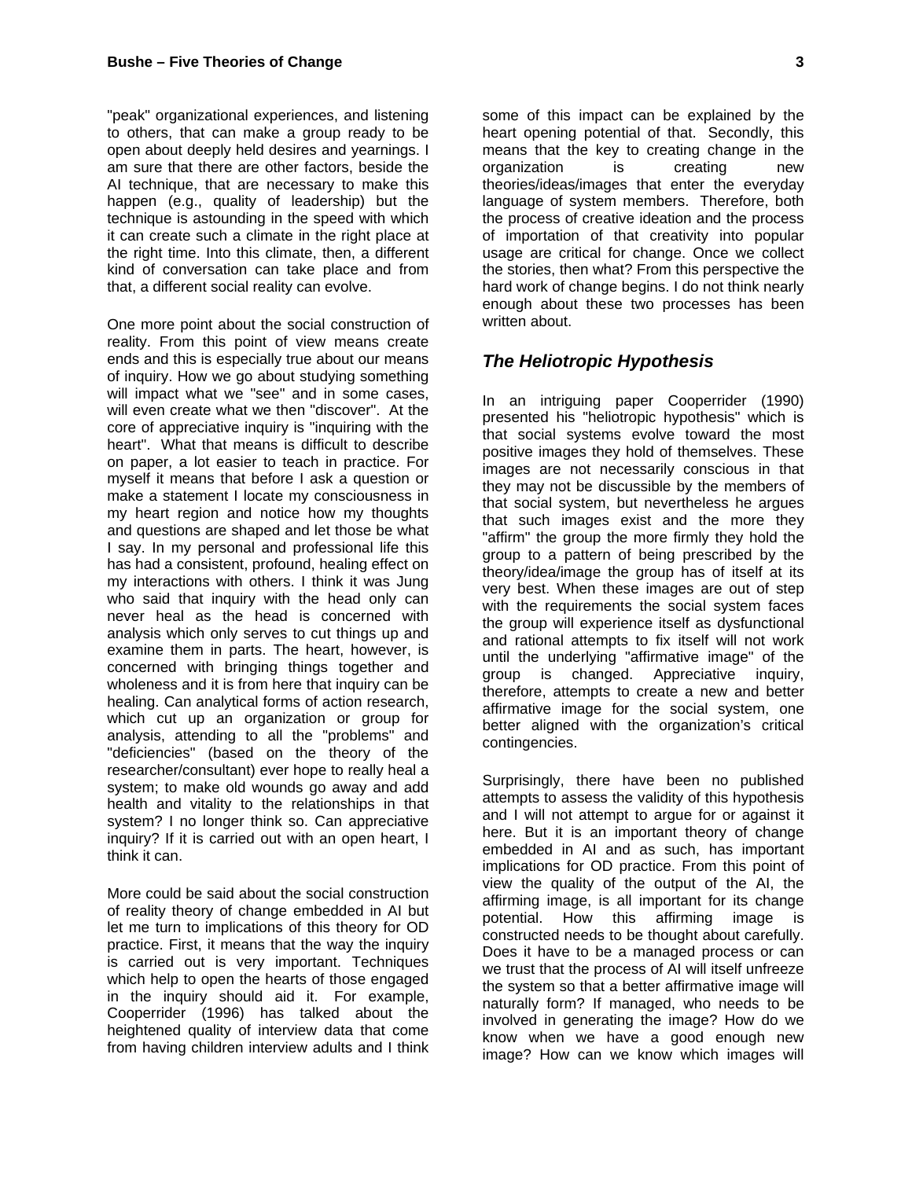"peak" organizational experiences, and listening to others, that can make a group ready to be open about deeply held desires and yearnings. I am sure that there are other factors, beside the AI technique, that are necessary to make this happen (e.g., quality of leadership) but the technique is astounding in the speed with which it can create such a climate in the right place at the right time. Into this climate, then, a different kind of conversation can take place and from that, a different social reality can evolve.

One more point about the social construction of reality. From this point of view means create ends and this is especially true about our means of inquiry. How we go about studying something will impact what we "see" and in some cases, will even create what we then "discover". At the core of appreciative inquiry is "inquiring with the heart". What that means is difficult to describe on paper, a lot easier to teach in practice. For myself it means that before I ask a question or make a statement I locate my consciousness in my heart region and notice how my thoughts and questions are shaped and let those be what I say. In my personal and professional life this has had a consistent, profound, healing effect on my interactions with others. I think it was Jung who said that inquiry with the head only can never heal as the head is concerned with analysis which only serves to cut things up and examine them in parts. The heart, however, is concerned with bringing things together and wholeness and it is from here that inquiry can be healing. Can analytical forms of action research, which cut up an organization or group for analysis, attending to all the "problems" and "deficiencies" (based on the theory of the researcher/consultant) ever hope to really heal a system; to make old wounds go away and add health and vitality to the relationships in that system? I no longer think so. Can appreciative inquiry? If it is carried out with an open heart, I think it can.

More could be said about the social construction of reality theory of change embedded in AI but let me turn to implications of this theory for OD practice. First, it means that the way the inquiry is carried out is very important. Techniques which help to open the hearts of those engaged in the inquiry should aid it. For example, Cooperrider (1996) has talked about the heightened quality of interview data that come from having children interview adults and I think some of this impact can be explained by the heart opening potential of that. Secondly, this means that the key to creating change in the organization is creating new theories/ideas/images that enter the everyday language of system members. Therefore, both the process of creative ideation and the process of importation of that creativity into popular usage are critical for change. Once we collect the stories, then what? From this perspective the hard work of change begins. I do not think nearly enough about these two processes has been written about.

## *The Heliotropic Hypothesis*

In an intriguing paper Cooperrider (1990) presented his "heliotropic hypothesis" which is that social systems evolve toward the most positive images they hold of themselves. These images are not necessarily conscious in that they may not be discussible by the members of that social system, but nevertheless he argues that such images exist and the more they "affirm" the group the more firmly they hold the group to a pattern of being prescribed by the theory/idea/image the group has of itself at its very best. When these images are out of step with the requirements the social system faces the group will experience itself as dysfunctional and rational attempts to fix itself will not work until the underlying "affirmative image" of the group is changed. Appreciative inquiry, therefore, attempts to create a new and better affirmative image for the social system, one better aligned with the organization's critical contingencies.

Surprisingly, there have been no published attempts to assess the validity of this hypothesis and I will not attempt to argue for or against it here. But it is an important theory of change embedded in AI and as such, has important implications for OD practice. From this point of view the quality of the output of the AI, the affirming image, is all important for its change potential. How this affirming image is constructed needs to be thought about carefully. Does it have to be a managed process or can we trust that the process of AI will itself unfreeze the system so that a better affirmative image will naturally form? If managed, who needs to be involved in generating the image? How do we know when we have a good enough new image? How can we know which images will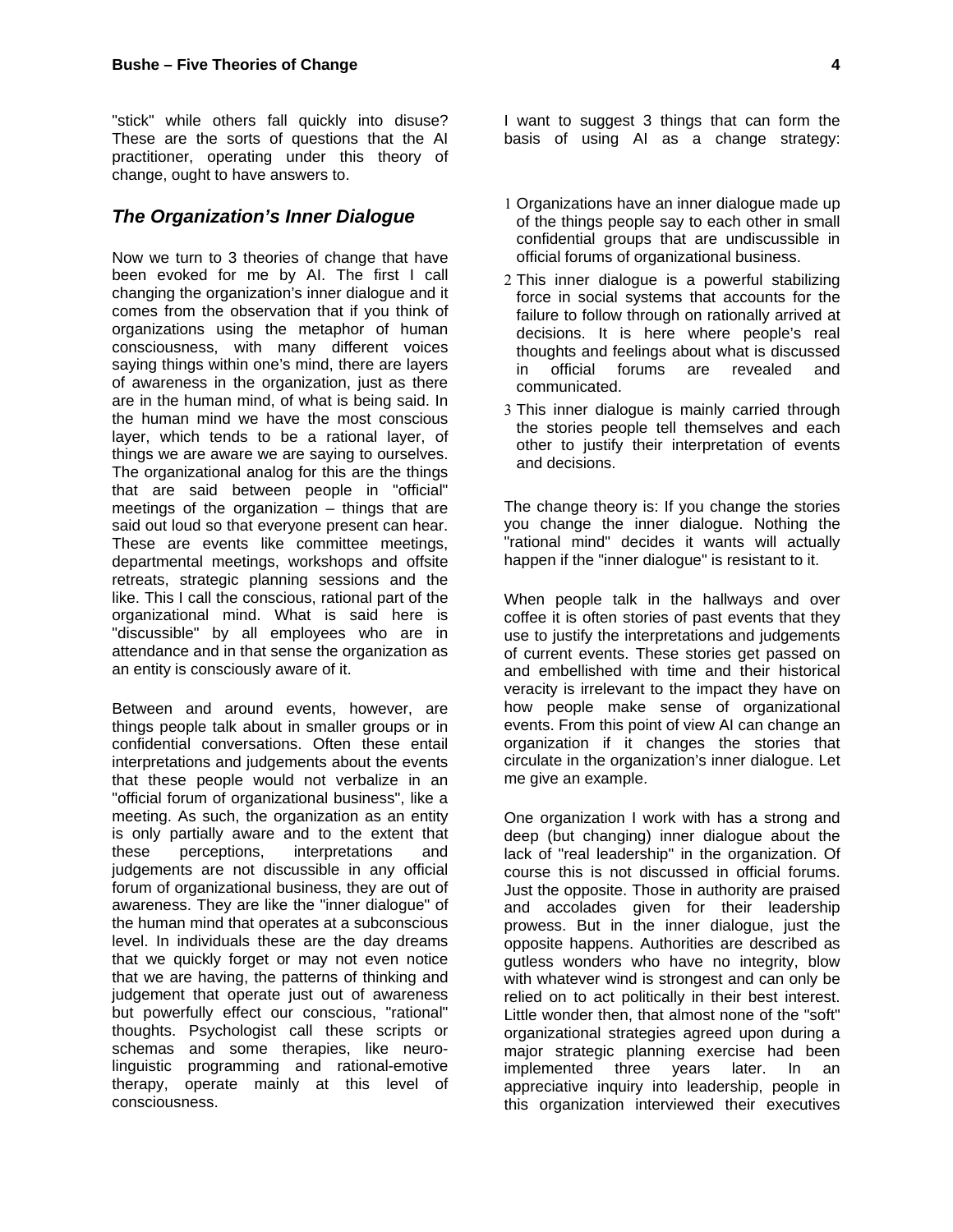"stick" while others fall quickly into disuse? These are the sorts of questions that the AI practitioner, operating under this theory of change, ought to have answers to.

### *The Organization's Inner Dialogue*

Now we turn to 3 theories of change that have been evoked for me by AI. The first I call changing the organization's inner dialogue and it comes from the observation that if you think of organizations using the metaphor of human consciousness, with many different voices saying things within one's mind, there are layers of awareness in the organization, just as there are in the human mind, of what is being said. In the human mind we have the most conscious layer, which tends to be a rational layer, of things we are aware we are saying to ourselves. The organizational analog for this are the things that are said between people in "official" meetings of the organization – things that are said out loud so that everyone present can hear. These are events like committee meetings, departmental meetings, workshops and offsite retreats, strategic planning sessions and the like. This I call the conscious, rational part of the organizational mind. What is said here is "discussible" by all employees who are in attendance and in that sense the organization as an entity is consciously aware of it.

Between and around events, however, are things people talk about in smaller groups or in confidential conversations. Often these entail interpretations and judgements about the events that these people would not verbalize in an "official forum of organizational business", like a meeting. As such, the organization as an entity is only partially aware and to the extent that these perceptions, interpretations and judgements are not discussible in any official forum of organizational business, they are out of awareness. They are like the "inner dialogue" of the human mind that operates at a subconscious level. In individuals these are the day dreams that we quickly forget or may not even notice that we are having, the patterns of thinking and judgement that operate just out of awareness but powerfully effect our conscious, "rational" thoughts. Psychologist call these scripts or schemas and some therapies, like neuro-linguistic programming and rational-emotive therapy, operate mainly at this level of consciousness.

I want to suggest 3 things that can form the basis of using AI as a change strategy:

1. Organizations have an inner dialogue made up of the things people say to each other in small confidential groups that are undiscussible in official forums of organizational business.
2. This inner dialogue is a powerful stabilizing force in social systems that accounts for the failure to follow through on rationally arrived at decisions. It is here where people's real thoughts and feelings about what is discussed in official forums are revealed and communicated.
3. This inner dialogue is mainly carried through the stories people tell themselves and each other to justify their interpretation of events and decisions.

The change theory is: If you change the stories you change the inner dialogue. Nothing the "rational mind" decides it wants will actually happen if the "inner dialogue" is resistant to it.

When people talk in the hallways and over coffee it is often stories of past events that they use to justify the interpretations and judgements of current events. These stories get passed on and embellished with time and their historical veracity is irrelevant to the impact they have on how people make sense of organizational events. From this point of view AI can change an organization if it changes the stories that circulate in the organization's inner dialogue. Let me give an example.

One organization I work with has a strong and deep (but changing) inner dialogue about the lack of "real leadership" in the organization. Of course this is not discussed in official forums. Just the opposite. Those in authority are praised and accolades given for their leadership prowess. But in the inner dialogue, just the opposite happens. Authorities are described as gutless wonders who have no integrity, blow with whatever wind is strongest and can only be relied on to act politically in their best interest. Little wonder then, that almost none of the "soft" organizational strategies agreed upon during a major strategic planning exercise had been implemented three years later. In an appreciative inquiry into leadership, people in this organization interviewed their executives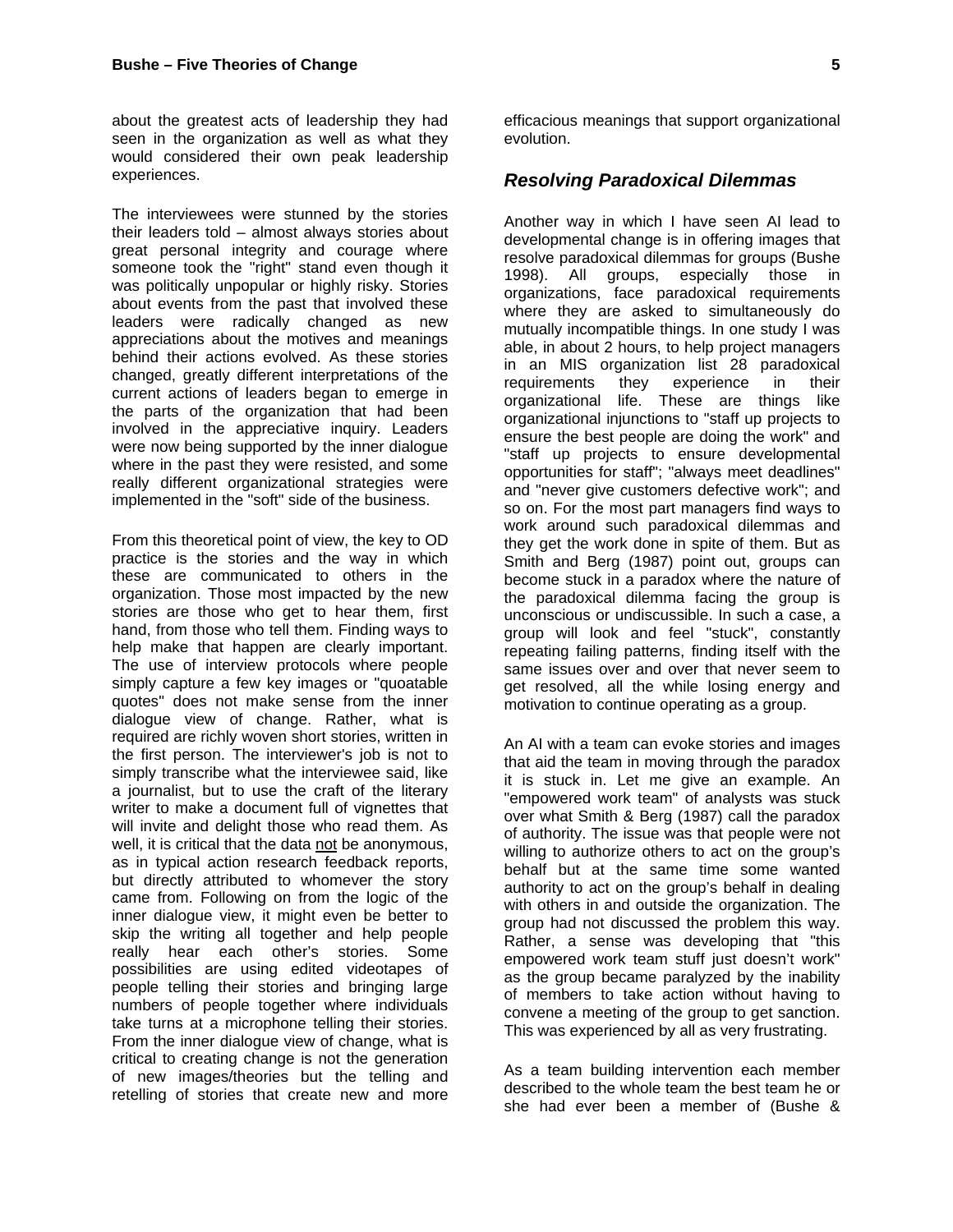about the greatest acts of leadership they had seen in the organization as well as what they would considered their own peak leadership experiences.

The interviewees were stunned by the stories their leaders told – almost always stories about great personal integrity and courage where someone took the "right" stand even though it was politically unpopular or highly risky. Stories about events from the past that involved these leaders were radically changed as new appreciations about the motives and meanings behind their actions evolved. As these stories changed, greatly different interpretations of the current actions of leaders began to emerge in the parts of the organization that had been involved in the appreciative inquiry. Leaders were now being supported by the inner dialogue where in the past they were resisted, and some really different organizational strategies were implemented in the "soft" side of the business.

From this theoretical point of view, the key to OD practice is the stories and the way in which these are communicated to others in the organization. Those most impacted by the new stories are those who get to hear them, first hand, from those who tell them. Finding ways to help make that happen are clearly important. The use of interview protocols where people simply capture a few key images or "quoatable quotes" does not make sense from the inner dialogue view of change. Rather, what is required are richly woven short stories, written in the first person. The interviewer's job is not to simply transcribe what the interviewee said, like a journalist, but to use the craft of the literary writer to make a document full of vignettes that will invite and delight those who read them. As well, it is critical that the data <u>not</u> be anonymous, as in typical action research feedback reports, but directly attributed to whomever the story came from. Following on from the logic of the inner dialogue view, it might even be better to skip the writing all together and help people really hear each other's stories. Some possibilities are using edited videotapes of people telling their stories and bringing large numbers of people together where individuals take turns at a microphone telling their stories. From the inner dialogue view of change, what is critical to creating change is not the generation of new images/theories but the telling and retelling of stories that create new and more efficacious meanings that support organizational evolution.

## *Resolving Paradoxical Dilemmas*

Another way in which I have seen AI lead to developmental change is in offering images that resolve paradoxical dilemmas for groups (Bushe 1998). All groups, especially those in organizations, face paradoxical requirements where they are asked to simultaneously do mutually incompatible things. In one study I was able, in about 2 hours, to help project managers in an MIS organization list 28 paradoxical requirements they experience in their organizational life. These are things like organizational injunctions to "staff up projects to ensure the best people are doing the work" and "staff up projects to ensure developmental opportunities for staff"; "always meet deadlines" and "never give customers defective work"; and so on. For the most part managers find ways to work around such paradoxical dilemmas and they get the work done in spite of them. But as Smith and Berg (1987) point out, groups can become stuck in a paradox where the nature of the paradoxical dilemma facing the group is unconscious or undiscussible. In such a case, a group will look and feel "stuck", constantly repeating failing patterns, finding itself with the same issues over and over that never seem to get resolved, all the while losing energy and motivation to continue operating as a group.

An AI with a team can evoke stories and images that aid the team in moving through the paradox it is stuck in. Let me give an example. An "empowered work team" of analysts was stuck over what Smith & Berg (1987) call the paradox of authority. The issue was that people were not willing to authorize others to act on the group's behalf but at the same time some wanted authority to act on the group's behalf in dealing with others in and outside the organization. The group had not discussed the problem this way. Rather, a sense was developing that "this empowered work team stuff just doesn't work" as the group became paralyzed by the inability of members to take action without having to convene a meeting of the group to get sanction. This was experienced by all as very frustrating.

As a team building intervention each member described to the whole team the best team he or she had ever been a member of (Bushe &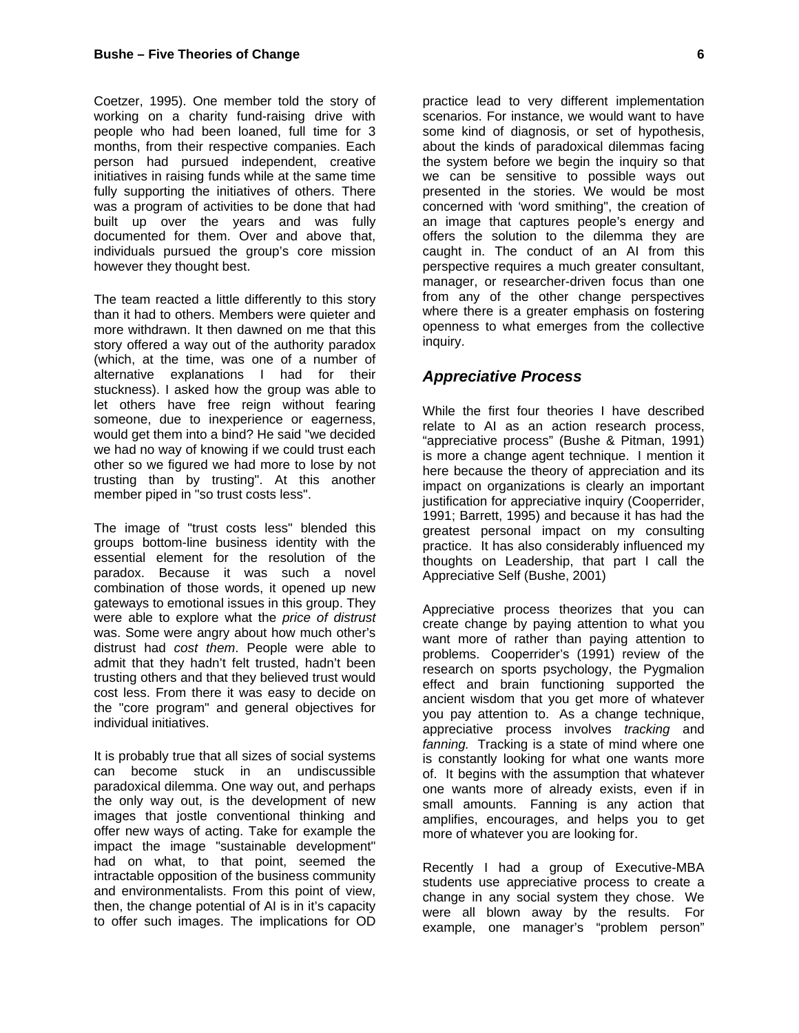Coetzer, 1995). One member told the story of working on a charity fund-raising drive with people who had been loaned, full time for 3 months, from their respective companies. Each person had pursued independent, creative initiatives in raising funds while at the same time fully supporting the initiatives of others. There was a program of activities to be done that had built up over the years and was fully documented for them. Over and above that, individuals pursued the group's core mission however they thought best.

The team reacted a little differently to this story than it had to others. Members were quieter and more withdrawn. It then dawned on me that this story offered a way out of the authority paradox (which, at the time, was one of a number of alternative explanations I had for their stuckness). I asked how the group was able to let others have free reign without fearing someone, due to inexperience or eagerness, would get them into a bind? He said "we decided we had no way of knowing if we could trust each other so we figured we had more to lose by not trusting than by trusting". At this another member piped in "so trust costs less".

The image of "trust costs less" blended this groups bottom-line business identity with the essential element for the resolution of the paradox. Because it was such a novel combination of those words, it opened up new gateways to emotional issues in this group. They were able to explore what the *price of distrust* was. Some were angry about how much other's distrust had *cost them*. People were able to admit that they hadn't felt trusted, hadn't been trusting others and that they believed trust would cost less. From there it was easy to decide on the "core program" and general objectives for individual initiatives.

It is probably true that all sizes of social systems can become stuck in an undiscussible paradoxical dilemma. One way out, and perhaps the only way out, is the development of new images that jostle conventional thinking and offer new ways of acting. Take for example the impact the image "sustainable development" had on what, to that point, seemed the intractable opposition of the business community and environmentalists. From this point of view, then, the change potential of AI is in it's capacity to offer such images. The implications for OD practice lead to very different implementation scenarios. For instance, we would want to have some kind of diagnosis, or set of hypothesis, about the kinds of paradoxical dilemmas facing the system before we begin the inquiry so that we can be sensitive to possible ways out presented in the stories. We would be most concerned with 'word smithing", the creation of an image that captures people's energy and offers the solution to the dilemma they are caught in. The conduct of an AI from this perspective requires a much greater consultant, manager, or researcher-driven focus than one from any of the other change perspectives where there is a greater emphasis on fostering openness to what emerges from the collective inquiry.

## *Appreciative Process*

While the first four theories I have described relate to AI as an action research process, "appreciative process" (Bushe & Pitman, 1991) is more a change agent technique. I mention it here because the theory of appreciation and its impact on organizations is clearly an important justification for appreciative inquiry (Cooperrider, 1991; Barrett, 1995) and because it has had the greatest personal impact on my consulting practice. It has also considerably influenced my thoughts on Leadership, that part I call the Appreciative Self (Bushe, 2001)

Appreciative process theorizes that you can create change by paying attention to what you want more of rather than paying attention to problems. Cooperrider's (1991) review of the research on sports psychology, the Pygmalion effect and brain functioning supported the ancient wisdom that you get more of whatever you pay attention to. As a change technique, appreciative process involves *tracking* and *fanning.* Tracking is a state of mind where one is constantly looking for what one wants more of. It begins with the assumption that whatever one wants more of already exists, even if in small amounts. Fanning is any action that amplifies, encourages, and helps you to get more of whatever you are looking for.

Recently I had a group of Executive-MBA students use appreciative process to create a change in any social system they chose. We were all blown away by the results. For example, one manager's "problem person"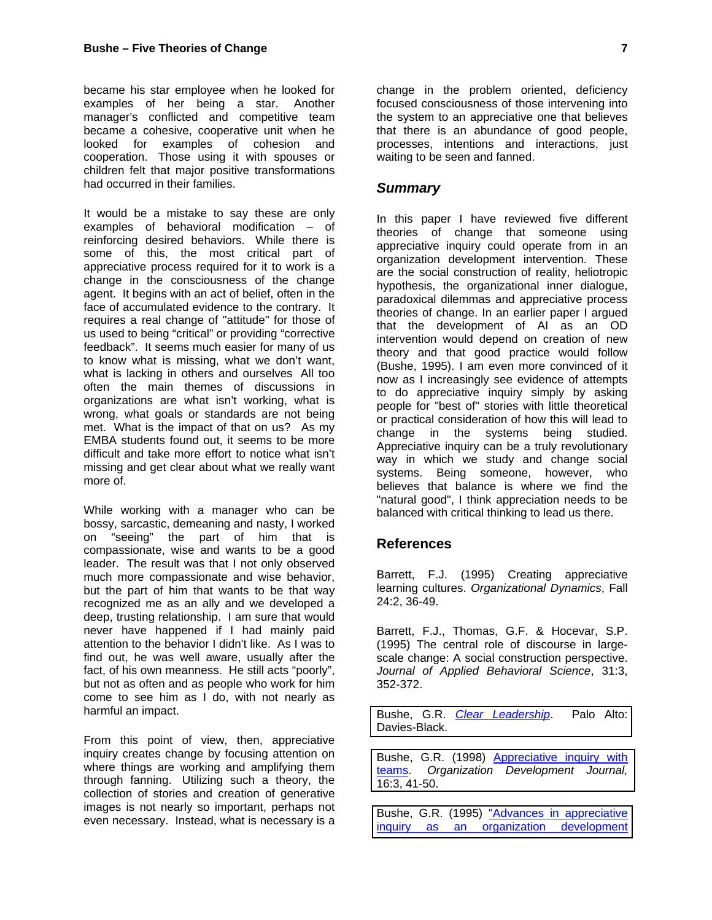became his star employee when he looked for examples of her being a star. Another manager's conflicted and competitive team became a cohesive, cooperative unit when he looked for examples of cohesion and cooperation. Those using it with spouses or children felt that major positive transformations had occurred in their families.

It would be a mistake to say these are only examples of behavioral modification – of reinforcing desired behaviors. While there is some of this, the most critical part of appreciative process required for it to work is a change in the consciousness of the change agent. It begins with an act of belief, often in the face of accumulated evidence to the contrary. It requires a real change of "attitude" for those of us used to being "critical" or providing "corrective feedback". It seems much easier for many of us to know what is missing, what we don't want, what is lacking in others and ourselves All too often the main themes of discussions in organizations are what isn't working, what is wrong, what goals or standards are not being met. What is the impact of that on us? As my EMBA students found out, it seems to be more difficult and take more effort to notice what isn't missing and get clear about what we really want more of.

While working with a manager who can be bossy, sarcastic, demeaning and nasty, I worked on "seeing" the part of him that is compassionate, wise and wants to be a good leader. The result was that I not only observed much more compassionate and wise behavior, but the part of him that wants to be that way recognized me as an ally and we developed a deep, trusting relationship. I am sure that would never have happened if I had mainly paid attention to the behavior I didn't like. As I was to find out, he was well aware, usually after the fact, of his own meanness. He still acts "poorly", but not as often and as people who work for him come to see him as I do, with not nearly as harmful an impact.

From this point of view, then, appreciative inquiry creates change by focusing attention on where things are working and amplifying them through fanning. Utilizing such a theory, the collection of stories and creation of generative images is not nearly so important, perhaps not even necessary. Instead, what is necessary is a change in the problem oriented, deficiency focused consciousness of those intervening into the system to an appreciative one that believes that there is an abundance of good people, processes, intentions and interactions, just waiting to be seen and fanned.

## *Summary*

In this paper I have reviewed five different theories of change that someone using appreciative inquiry could operate from in an organization development intervention. These are the social construction of reality, heliotropic hypothesis, the organizational inner dialogue, paradoxical dilemmas and appreciative process theories of change. In an earlier paper I argued that the development of AI as an OD intervention would depend on creation of new theory and that good practice would follow (Bushe, 1995). I am even more convinced of it now as I increasingly see evidence of attempts to do appreciative inquiry simply by asking people for "best of" stories with little theoretical or practical consideration of how this will lead to change in the systems being studied. Appreciative inquiry can be a truly revolutionary way in which we study and change social systems. Being someone, however, who believes that balance is where we find the "natural good", I think appreciation needs to be balanced with critical thinking to lead us there.

## References

Barrett, F.J. (1995) Creating appreciative learning cultures. *Organizational Dynamics*, Fall 24:2, 36-49.

Barrett, F.J., Thomas, G.F. & Hocevar, S.P. (1995) The central role of discourse in large-scale change: A social construction perspective. *Journal of Applied Behavioral Science*, 31:3, 352-372.

Bushe, G.R. *Clear Leadership*. Palo Alto: Davies-Black.

Bushe, G.R. (1998) Appreciative inquiry with teams. *Organization Development Journal*, 16:3, 41-50.

Bushe, G.R. (1995) "Advances in appreciative inquiry as an organization development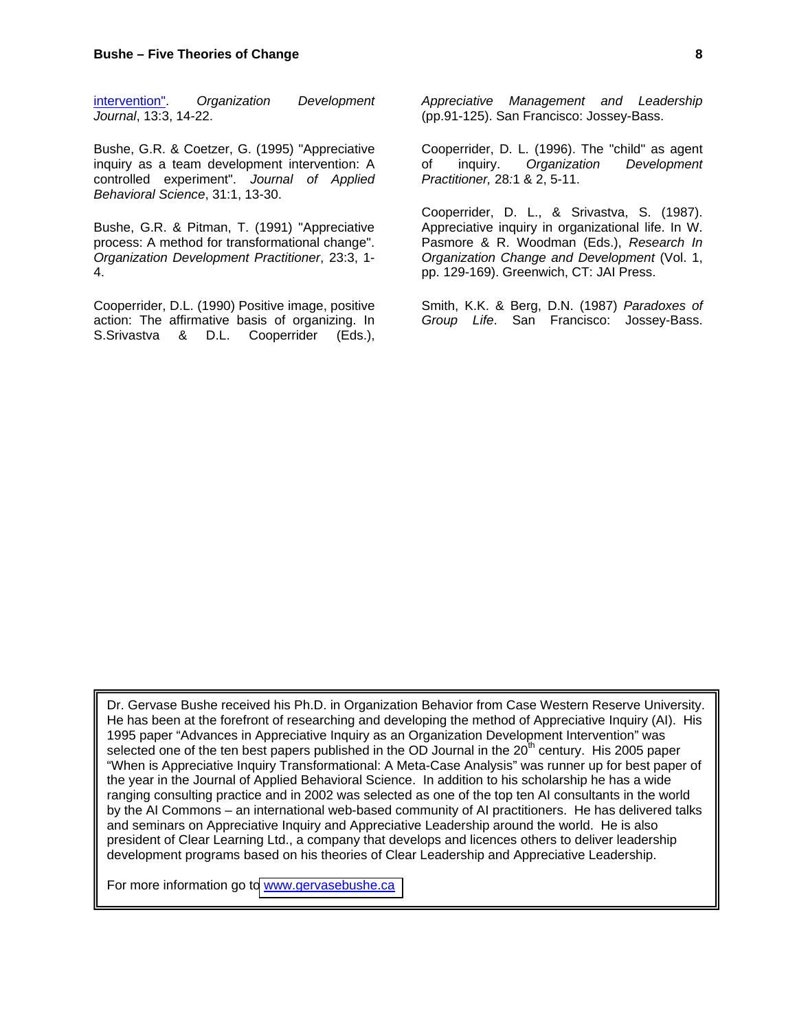intervention". *Organization Development Journal*, 13:3, 14-22.

Bushe, G.R. & Coetzer, G. (1995) "Appreciative inquiry as a team development intervention: A controlled experiment". *Journal of Applied Behavioral Science*, 31:1, 13-30.

Bushe, G.R. & Pitman, T. (1991) "Appreciative process: A method for transformational change". *Organization Development Practitioner*, 23:3, 1-4.

Cooperrider, D.L. (1990) Positive image, positive action: The affirmative basis of organizing. In S.Srivastva & D.L. Cooperrider (Eds.), *Appreciative Management and Leadership* (pp.91-125). San Francisco: Jossey-Bass.

Cooperrider, D. L. (1996). The "child" as agent of inquiry. *Organization Development Practitioner,* 28:1 & 2, 5-11.

Cooperrider, D. L., & Srivastva, S. (1987). Appreciative inquiry in organizational life. In W. Pasmore & R. Woodman (Eds.), *Research In Organization Change and Development* (Vol. 1, pp. 129-169). Greenwich, CT: JAI Press.

Smith, K.K. & Berg, D.N. (1987) *Paradoxes of Group Life*. San Francisco: Jossey-Bass.

Dr. Gervase Bushe received his Ph.D. in Organization Behavior from Case Western Reserve University. He has been at the forefront of researching and developing the method of Appreciative Inquiry (AI). His 1995 paper "Advances in Appreciative Inquiry as an Organization Development Intervention" was selected one of the ten best papers published in the OD Journal in the 20th century. His 2005 paper "When is Appreciative Inquiry Transformational: A Meta-Case Analysis" was runner up for best paper of the year in the Journal of Applied Behavioral Science. In addition to his scholarship he has a wide ranging consulting practice and in 2002 was selected as one of the top ten AI consultants in the world by the AI Commons – an international web-based community of AI practitioners. He has delivered talks and seminars on Appreciative Inquiry and Appreciative Leadership around the world. He is also president of Clear Learning Ltd., a company that develops and licences others to deliver leadership development programs based on his theories of Clear Leadership and Appreciative Leadership.

For more information go to www.gervasebushe.ca